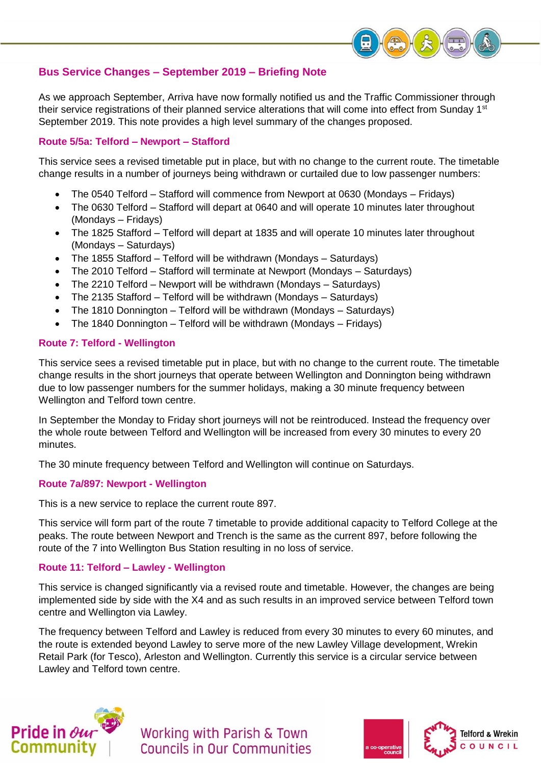## Bus Service Changes – September 2019 – Briefing Note

As we approach September, Arriva have now formally notified us and the Traffic Commissioner through their service registrations of their planned service alterations that will come into effect from Sunday 1st September 2019. This note provides a high level summary of the changes proposed.

### Route 5/5a: Telford – Newport – Stafford

This service sees a revised timetable put in place, but with no change to the current route. The timetable change results in a number of journeys being withdrawn or curtailed due to low passenger numbers:

- The 0540 Telford – Stafford will commence from Newport at 0630 (Mondays – Fridays)
- The 0630 Telford – Stafford will depart at 0640 and will operate 10 minutes later throughout (Mondays – Fridays)
- The 1825 Stafford – Telford will depart at 1835 and will operate 10 minutes later throughout (Mondays – Saturdays)
- The 1855 Stafford – Telford will be withdrawn (Mondays – Saturdays)
- The 2010 Telford – Stafford will terminate at Newport (Mondays – Saturdays)
- The 2210 Telford – Newport will be withdrawn (Mondays – Saturdays)
- The 2135 Stafford – Telford will be withdrawn (Mondays – Saturdays)
- The 1810 Donnington – Telford will be withdrawn (Mondays – Saturdays)
- The 1840 Donnington – Telford will be withdrawn (Mondays – Fridays)

### Route 7: Telford - Wellington

This service sees a revised timetable put in place, but with no change to the current route. The timetable change results in the short journeys that operate between Wellington and Donnington being withdrawn due to low passenger numbers for the summer holidays, making a 30 minute frequency between Wellington and Telford town centre.

In September the Monday to Friday short journeys will not be reintroduced. Instead the frequency over the whole route between Telford and Wellington will be increased from every 30 minutes to every 20 minutes.

The 30 minute frequency between Telford and Wellington will continue on Saturdays.

### Route 7a/897: Newport - Wellington

This is a new service to replace the current route 897.

This service will form part of the route 7 timetable to provide additional capacity to Telford College at the peaks. The route between Newport and Trench is the same as the current 897, before following the route of the 7 into Wellington Bus Station resulting in no loss of service.

### Route 11: Telford – Lawley - Wellington

This service is changed significantly via a revised route and timetable. However, the changes are being implemented side by side with the X4 and as such results in an improved service between Telford town centre and Wellington via Lawley.

The frequency between Telford and Lawley is reduced from every 30 minutes to every 60 minutes, and the route is extended beyond Lawley to serve more of the new Lawley Village development, Wrekin Retail Park (for Tesco), Arleston and Wellington. Currently this service is a circular service between Lawley and Telford town centre.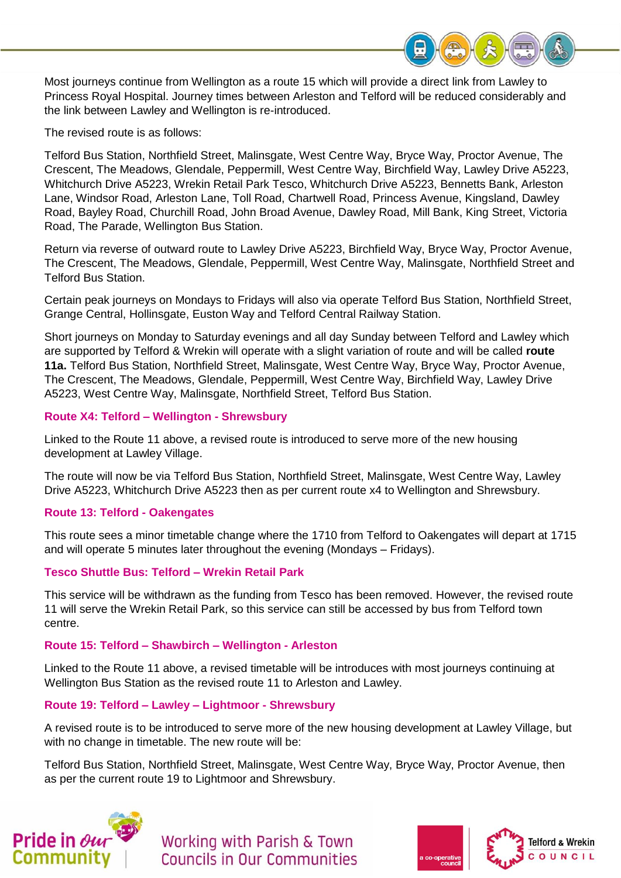Most journeys continue from Wellington as a route 15 which will provide a direct link from Lawley to Princess Royal Hospital. Journey times between Arleston and Telford will be reduced considerably and the link between Lawley and Wellington is re-introduced.

The revised route is as follows:

Telford Bus Station, Northfield Street, Malinsgate, West Centre Way, Bryce Way, Proctor Avenue, The Crescent, The Meadows, Glendale, Peppermill, West Centre Way, Birchfield Way, Lawley Drive A5223, Whitchurch Drive A5223, Wrekin Retail Park Tesco, Whitchurch Drive A5223, Bennetts Bank, Arleston Lane, Windsor Road, Arleston Lane, Toll Road, Chartwell Road, Princess Avenue, Kingsland, Dawley Road, Bayley Road, Churchill Road, John Broad Avenue, Dawley Road, Mill Bank, King Street, Victoria Road, The Parade, Wellington Bus Station.

Return via reverse of outward route to Lawley Drive A5223, Birchfield Way, Bryce Way, Proctor Avenue, The Crescent, The Meadows, Glendale, Peppermill, West Centre Way, Malinsgate, Northfield Street and Telford Bus Station.

Certain peak journeys on Mondays to Fridays will also via operate Telford Bus Station, Northfield Street, Grange Central, Hollinsgate, Euston Way and Telford Central Railway Station.

Short journeys on Monday to Saturday evenings and all day Sunday between Telford and Lawley which are supported by Telford & Wrekin will operate with a slight variation of route and will be called **route 11a.** Telford Bus Station, Northfield Street, Malinsgate, West Centre Way, Bryce Way, Proctor Avenue, The Crescent, The Meadows, Glendale, Peppermill, West Centre Way, Birchfield Way, Lawley Drive A5223, West Centre Way, Malinsgate, Northfield Street, Telford Bus Station.

### Route X4: Telford – Wellington - Shrewsbury

Linked to the Route 11 above, a revised route is introduced to serve more of the new housing development at Lawley Village.

The route will now be via Telford Bus Station, Northfield Street, Malinsgate, West Centre Way, Lawley Drive A5223, Whitchurch Drive A5223 then as per current route x4 to Wellington and Shrewsbury.

### Route 13: Telford - Oakengates

This route sees a minor timetable change where the 1710 from Telford to Oakengates will depart at 1715 and will operate 5 minutes later throughout the evening (Mondays – Fridays).

### Tesco Shuttle Bus: Telford – Wrekin Retail Park

This service will be withdrawn as the funding from Tesco has been removed. However, the revised route 11 will serve the Wrekin Retail Park, so this service can still be accessed by bus from Telford town centre.

### Route 15: Telford – Shawbirch – Wellington - Arleston

Linked to the Route 11 above, a revised timetable will be introduces with most journeys continuing at Wellington Bus Station as the revised route 11 to Arleston and Lawley.

### Route 19: Telford – Lawley – Lightmoor - Shrewsbury

A revised route is to be introduced to serve more of the new housing development at Lawley Village, but with no change in timetable. The new route will be:

Telford Bus Station, Northfield Street, Malinsgate, West Centre Way, Bryce Way, Proctor Avenue, then as per the current route 19 to Lightmoor and Shrewsbury.